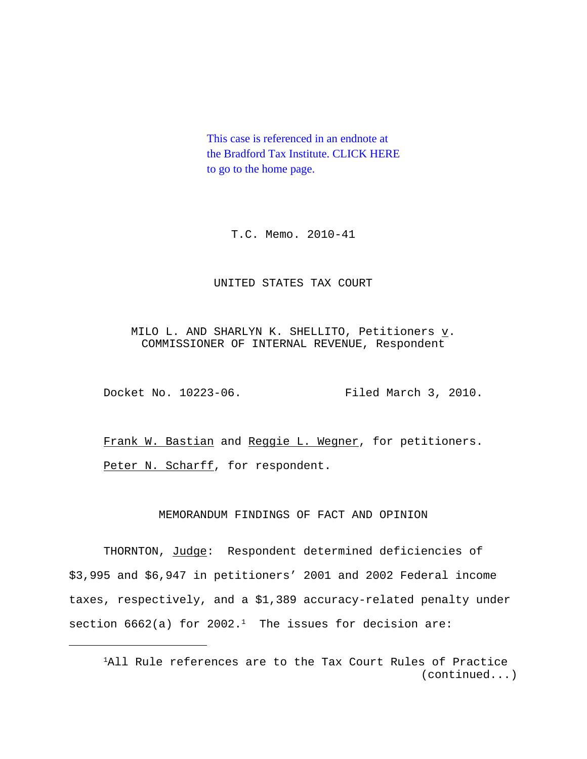This case is referenced in an endnote at the Bradford Tax Institute. CLICK HERE to go to the home page.

T.C. Memo. 2010-41

UNITED STATES TAX COURT

MILO L. AND SHARLYN K. SHELLITO, Petitioners v. COMMISSIONER OF INTERNAL REVENUE, Respondent

Docket No. 10223-06. Filed March 3, 2010.

Frank W. Bastian and Reggie L. Wegner, for petitioners.

Peter N. Scharff, for respondent.

MEMORANDUM FINDINGS OF FACT AND OPINION

THORNTON, Judge: Respondent determined deficiencies of $3,995 and $6,947 in petitioners' 2001 and 2002 Federal income taxes, respectively, and a $1,389 accuracy-related penalty under section 6662(a) for 2002.[1] The issues for decision are:

---

[1]All Rule references are to the Tax Court Rules of Practice (continued...)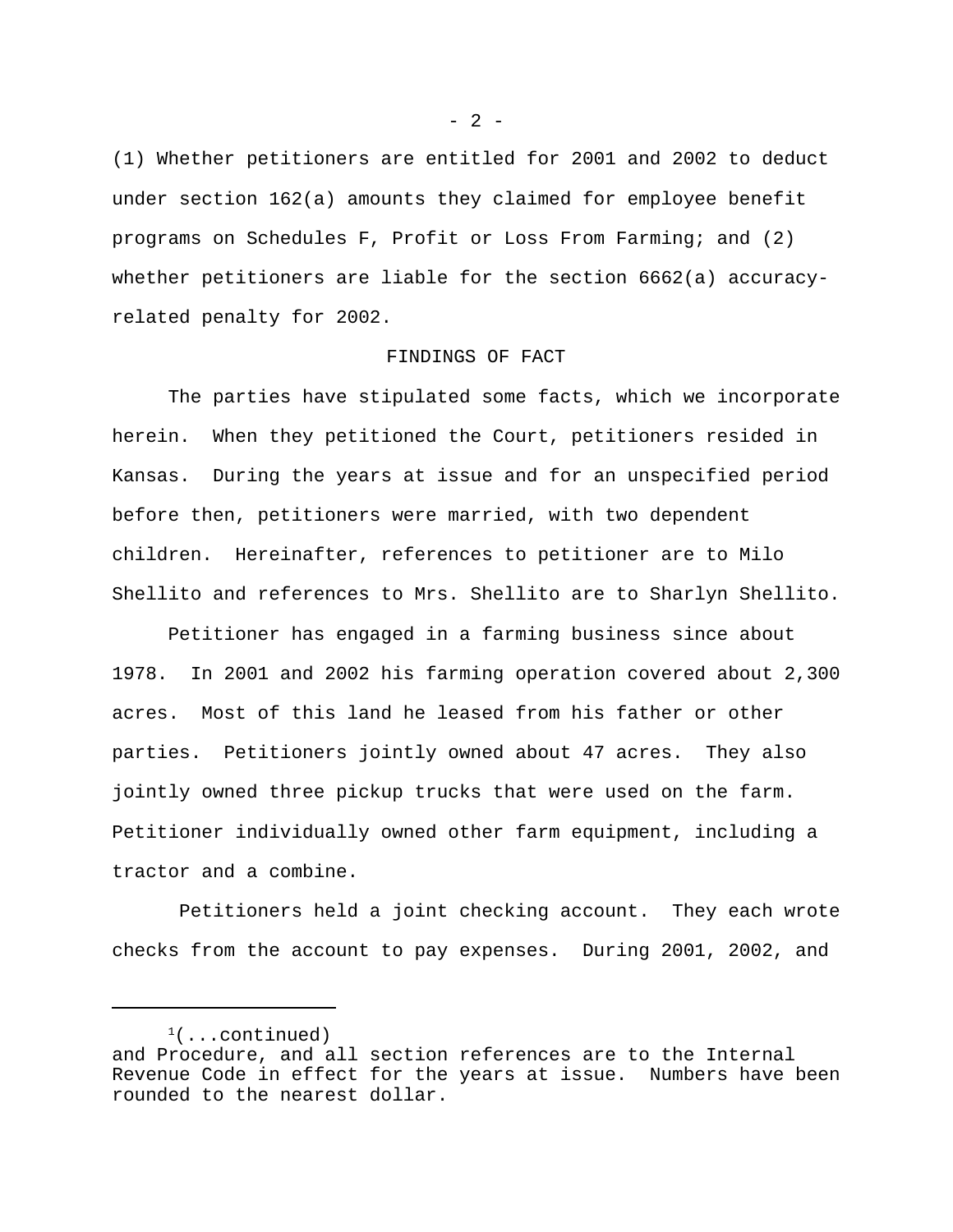(1) Whether petitioners are entitled for 2001 and 2002 to deduct under section 162(a) amounts they claimed for employee benefit programs on Schedules F, Profit or Loss From Farming; and (2) whether petitioners are liable for the section 6662(a) accuracy-related penalty for 2002.

FINDINGS OF FACT

The parties have stipulated some facts, which we incorporate herein. When they petitioned the Court, petitioners resided in Kansas. During the years at issue and for an unspecified period before then, petitioners were married, with two dependent children. Hereinafter, references to petitioner are to Milo Shellito and references to Mrs. Shellito are to Sharlyn Shellito.

Petitioner has engaged in a farming business since about 1978. In 2001 and 2002 his farming operation covered about 2,300 acres. Most of this land he leased from his father or other parties. Petitioners jointly owned about 47 acres. They also jointly owned three pickup trucks that were used on the farm. Petitioner individually owned other farm equipment, including a tractor and a combine.

Petitioners held a joint checking account. They each wrote checks from the account to pay expenses. During 2001, 2002, and

---

[1](...continued)
and Procedure, and all section references are to the Internal Revenue Code in effect for the years at issue. Numbers have been rounded to the nearest dollar.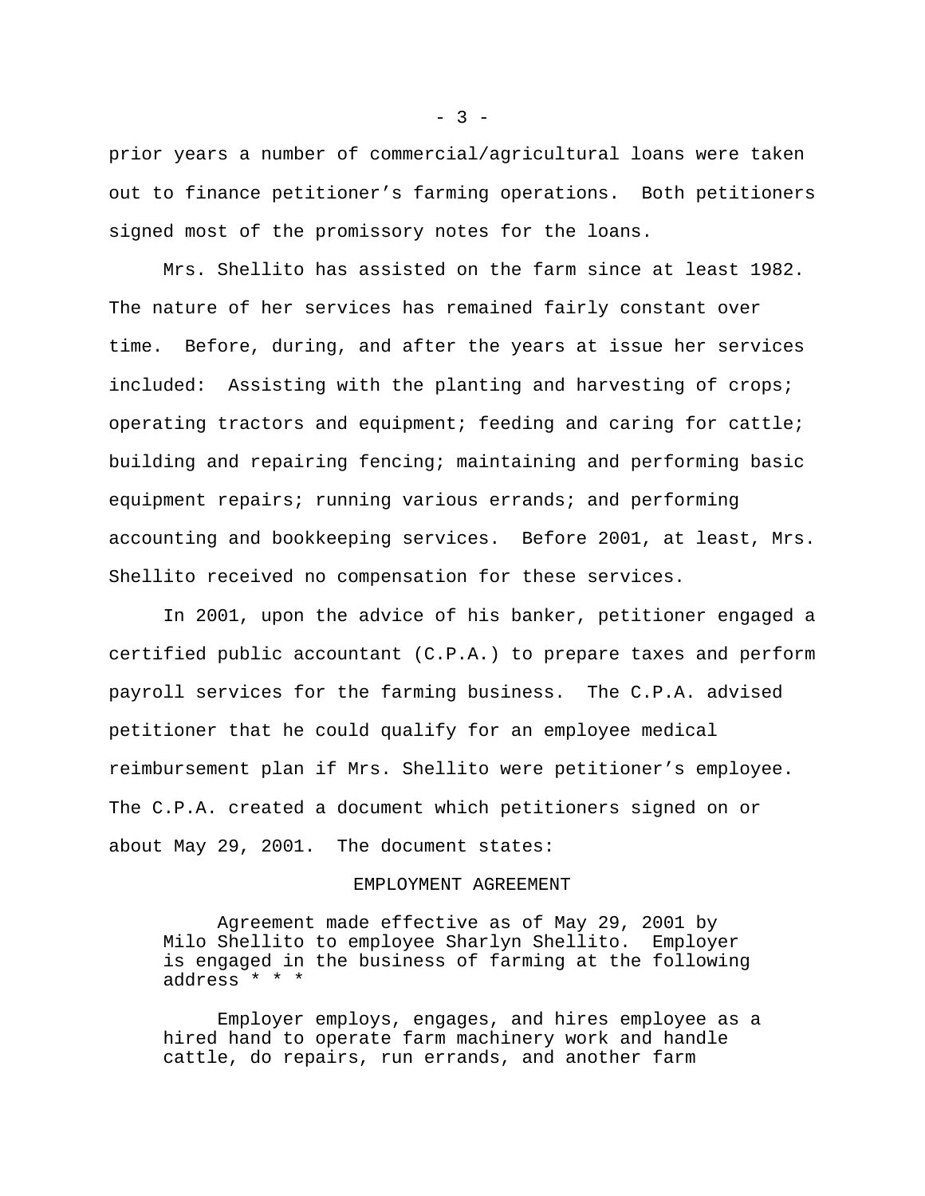prior years a number of commercial/agricultural loans were taken out to finance petitioner's farming operations. Both petitioners signed most of the promissory notes for the loans.

Mrs. Shellito has assisted on the farm since at least 1982. The nature of her services has remained fairly constant over time. Before, during, and after the years at issue her services included: Assisting with the planting and harvesting of crops; operating tractors and equipment; feeding and caring for cattle; building and repairing fencing; maintaining and performing basic equipment repairs; running various errands; and performing accounting and bookkeeping services. Before 2001, at least, Mrs. Shellito received no compensation for these services.

In 2001, upon the advice of his banker, petitioner engaged a certified public accountant (C.P.A.) to prepare taxes and perform payroll services for the farming business. The C.P.A. advised petitioner that he could qualify for an employee medical reimbursement plan if Mrs. Shellito were petitioner's employee. The C.P.A. created a document which petitioners signed on or about May 29, 2001. The document states:

> EMPLOYMENT AGREEMENT
>
> Agreement made effective as of May 29, 2001 by Milo Shellito to employee Sharlyn Shellito. Employer is engaged in the business of farming at the following address * * *
>
> Employer employs, engages, and hires employee as a hired hand to operate farm machinery work and handle cattle, do repairs, run errands, and another farm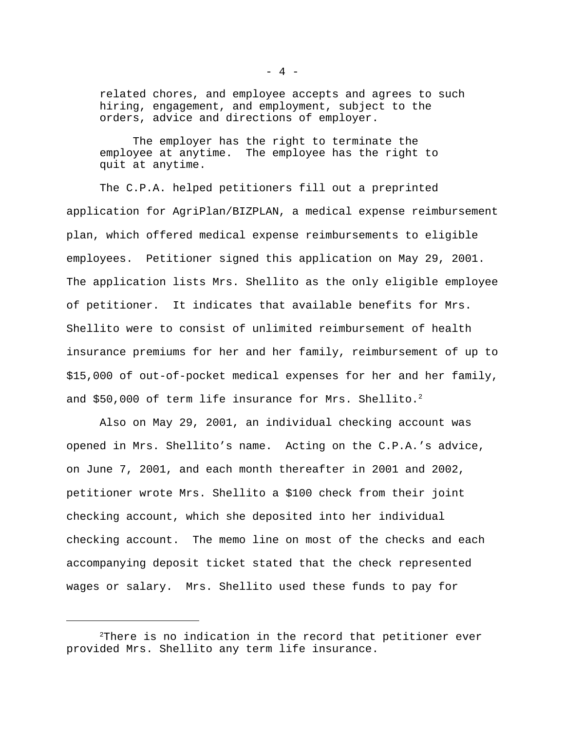> related chores, and employee accepts and agrees to such hiring, engagement, and employment, subject to the orders, advice and directions of employer.
>
> The employer has the right to terminate the employee at anytime. The employee has the right to quit at anytime.

The C.P.A. helped petitioners fill out a preprinted application for AgriPlan/BIZPLAN, a medical expense reimbursement plan, which offered medical expense reimbursements to eligible employees. Petitioner signed this application on May 29, 2001. The application lists Mrs. Shellito as the only eligible employee of petitioner. It indicates that available benefits for Mrs. Shellito were to consist of unlimited reimbursement of health insurance premiums for her and her family, reimbursement of up to $15,000 of out-of-pocket medical expenses for her and her family, and $50,000 of term life insurance for Mrs. Shellito.[2]

Also on May 29, 2001, an individual checking account was opened in Mrs. Shellito's name. Acting on the C.P.A.'s advice, on June 7, 2001, and each month thereafter in 2001 and 2002, petitioner wrote Mrs. Shellito a $100 check from their joint checking account, which she deposited into her individual checking account. The memo line on most of the checks and each accompanying deposit ticket stated that the check represented wages or salary. Mrs. Shellito used these funds to pay for

---

[2] There is no indication in the record that petitioner ever provided Mrs. Shellito any term life insurance.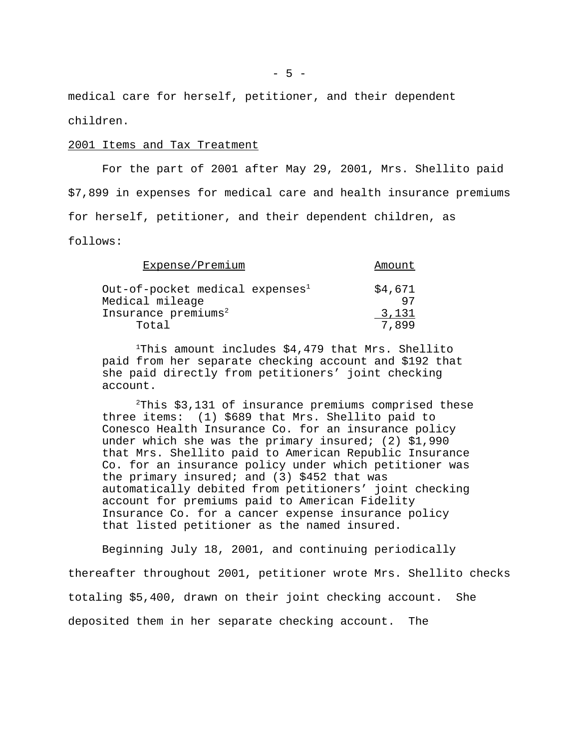medical care for herself, petitioner, and their dependent children.

2001 Items and Tax Treatment

For the part of 2001 after May 29, 2001, Mrs. Shellito paid $7,899 in expenses for medical care and health insurance premiums for herself, petitioner, and their dependent children, as follows:

| Expense/Premium | Amount |
|---|---|
| Out-of-pocket medical expenses[1] | $4,671 |
| Medical mileage | 97 |
| Insurance premiums[2] | 3,131 |
| Total | 7,899 |

[1]This amount includes $4,479 that Mrs. Shellito paid from her separate checking account and $192 that she paid directly from petitioners' joint checking account.

[2]This $3,131 of insurance premiums comprised these three items: (1) $689 that Mrs. Shellito paid to Conesco Health Insurance Co. for an insurance policy under which she was the primary insured; (2) $1,990 that Mrs. Shellito paid to American Republic Insurance Co. for an insurance policy under which petitioner was the primary insured; and (3) $452 that was automatically debited from petitioners' joint checking account for premiums paid to American Fidelity Insurance Co. for a cancer expense insurance policy that listed petitioner as the named insured.

Beginning July 18, 2001, and continuing periodically thereafter throughout 2001, petitioner wrote Mrs. Shellito checks totaling $5,400, drawn on their joint checking account. She deposited them in her separate checking account. The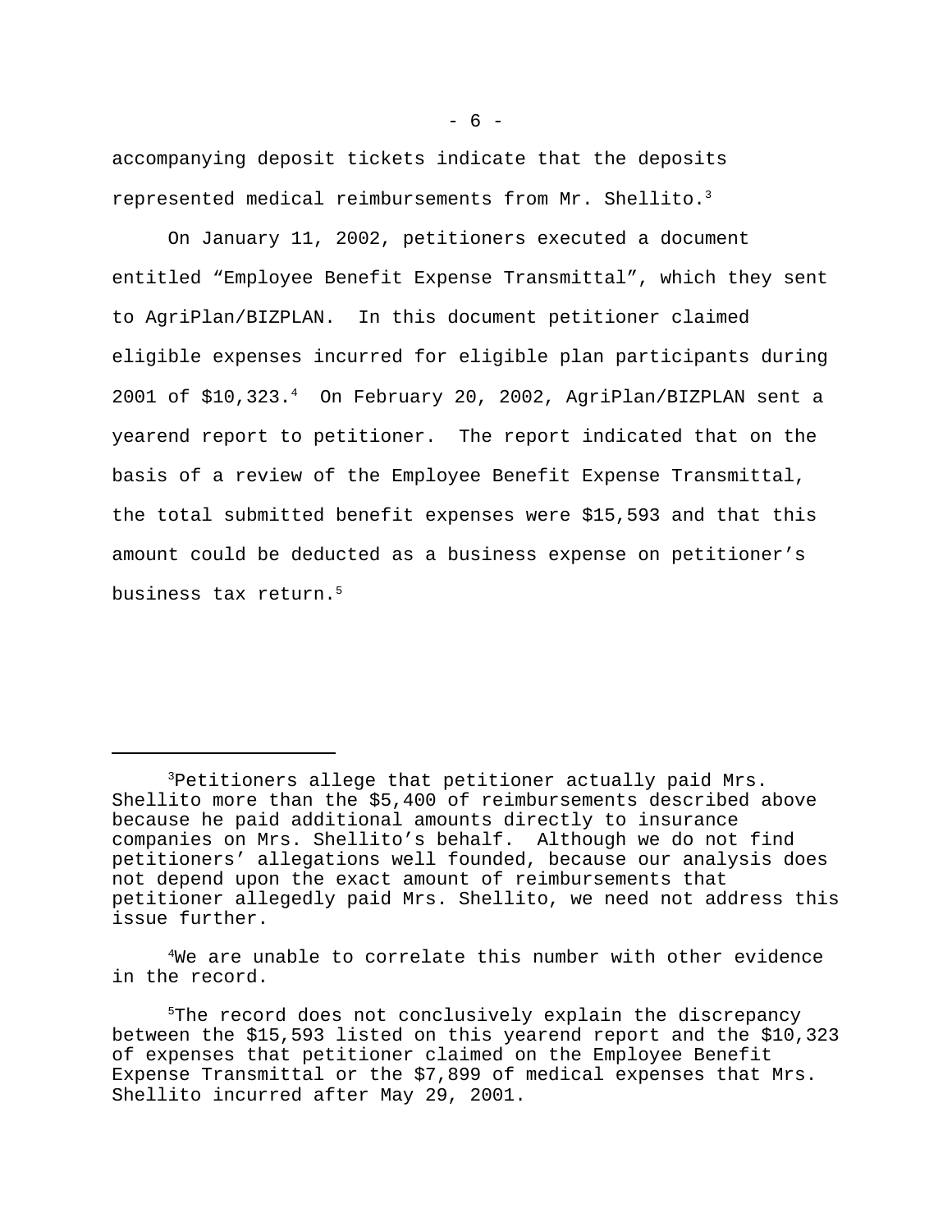accompanying deposit tickets indicate that the deposits represented medical reimbursements from Mr. Shellito.[3]

On January 11, 2002, petitioners executed a document entitled “Employee Benefit Expense Transmittal”, which they sent to AgriPlan/BIZPLAN. In this document petitioner claimed eligible expenses incurred for eligible plan participants during 2001 of $10,323.[4] On February 20, 2002, AgriPlan/BIZPLAN sent a yearend report to petitioner. The report indicated that on the basis of a review of the Employee Benefit Expense Transmittal, the total submitted benefit expenses were $15,593 and that this amount could be deducted as a business expense on petitioner’s business tax return.[5]

---

[3]Petitioners allege that petitioner actually paid Mrs. Shellito more than the $5,400 of reimbursements described above because he paid additional amounts directly to insurance companies on Mrs. Shellito’s behalf. Although we do not find petitioners’ allegations well founded, because our analysis does not depend upon the exact amount of reimbursements that petitioner allegedly paid Mrs. Shellito, we need not address this issue further.

[4]We are unable to correlate this number with other evidence in the record.

[5]The record does not conclusively explain the discrepancy between the $15,593 listed on this yearend report and the $10,323 of expenses that petitioner claimed on the Employee Benefit Expense Transmittal or the $7,899 of medical expenses that Mrs. Shellito incurred after May 29, 2001.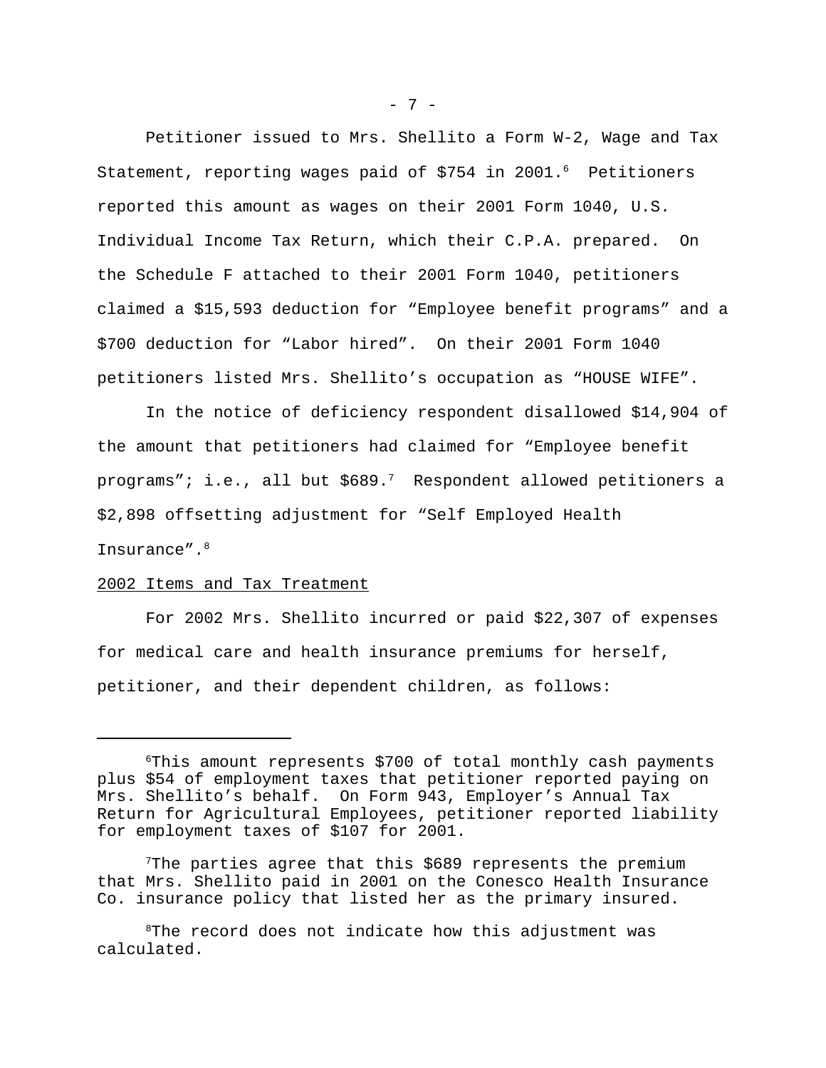Petitioner issued to Mrs. Shellito a Form W-2, Wage and Tax Statement, reporting wages paid of $754 in 2001.[6] Petitioners reported this amount as wages on their 2001 Form 1040, U.S. Individual Income Tax Return, which their C.P.A. prepared. On the Schedule F attached to their 2001 Form 1040, petitioners claimed a $15,593 deduction for “Employee benefit programs” and a $700 deduction for “Labor hired”. On their 2001 Form 1040 petitioners listed Mrs. Shellito’s occupation as “HOUSE WIFE”.

In the notice of deficiency respondent disallowed $14,904 of the amount that petitioners had claimed for “Employee benefit programs”; i.e., all but $689.[7] Respondent allowed petitioners a $2,898 offsetting adjustment for “Self Employed Health Insurance”.[8]

<u>2002 Items and Tax Treatment</u>

For 2002 Mrs. Shellito incurred or paid $22,307 of expenses for medical care and health insurance premiums for herself, petitioner, and their dependent children, as follows:

---

[6] This amount represents $700 of total monthly cash payments plus $54 of employment taxes that petitioner reported paying on Mrs. Shellito’s behalf. On Form 943, Employer’s Annual Tax Return for Agricultural Employees, petitioner reported liability for employment taxes of $107 for 2001.

[7] The parties agree that this $689 represents the premium that Mrs. Shellito paid in 2001 on the Conesco Health Insurance Co. insurance policy that listed her as the primary insured.

[8] The record does not indicate how this adjustment was calculated.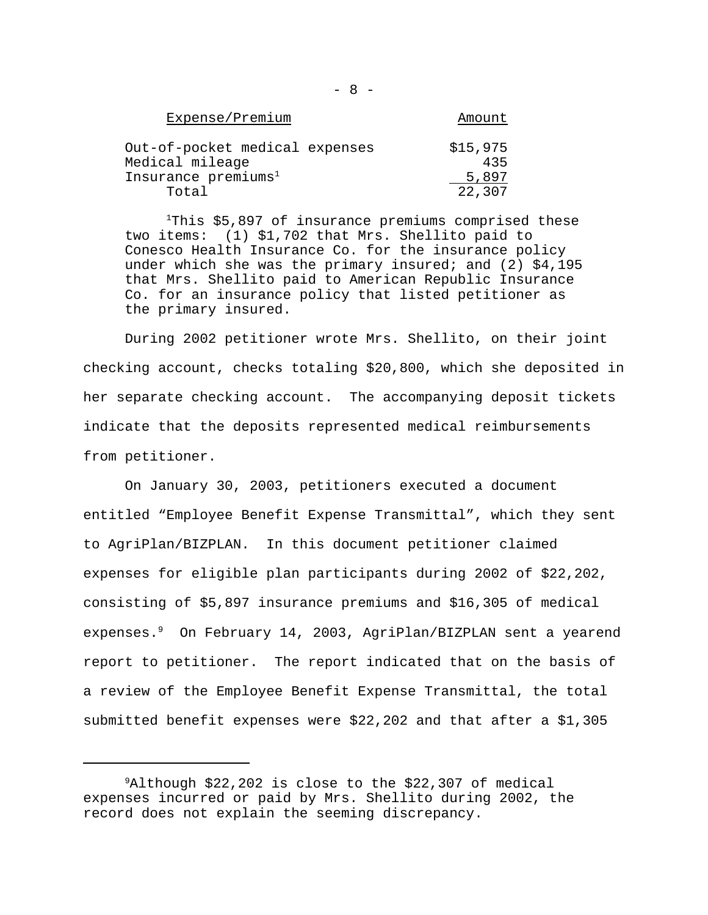| Expense/Premium | Amount |
|---|---|
| Out-of-pocket medical expenses | $15,975 |
| Medical mileage | 435 |
| Insurance premiums[1] | 5,897 |
| Total | 22,307 |

[1]This $5,897 of insurance premiums comprised these two items: (1) $1,702 that Mrs. Shellito paid to Conesco Health Insurance Co. for the insurance policy under which she was the primary insured; and (2) $4,195 that Mrs. Shellito paid to American Republic Insurance Co. for an insurance policy that listed petitioner as the primary insured.

During 2002 petitioner wrote Mrs. Shellito, on their joint checking account, checks totaling $20,800, which she deposited in her separate checking account. The accompanying deposit tickets indicate that the deposits represented medical reimbursements from petitioner.

On January 30, 2003, petitioners executed a document entitled “Employee Benefit Expense Transmittal”, which they sent to AgriPlan/BIZPLAN. In this document petitioner claimed expenses for eligible plan participants during 2002 of $22,202, consisting of $5,897 insurance premiums and $16,305 of medical expenses.[9] On February 14, 2003, AgriPlan/BIZPLAN sent a yearend report to petitioner. The report indicated that on the basis of a review of the Employee Benefit Expense Transmittal, the total submitted benefit expenses were $22,202 and that after a $1,305

[9]Although $22,202 is close to the $22,307 of medical expenses incurred or paid by Mrs. Shellito during 2002, the record does not explain the seeming discrepancy.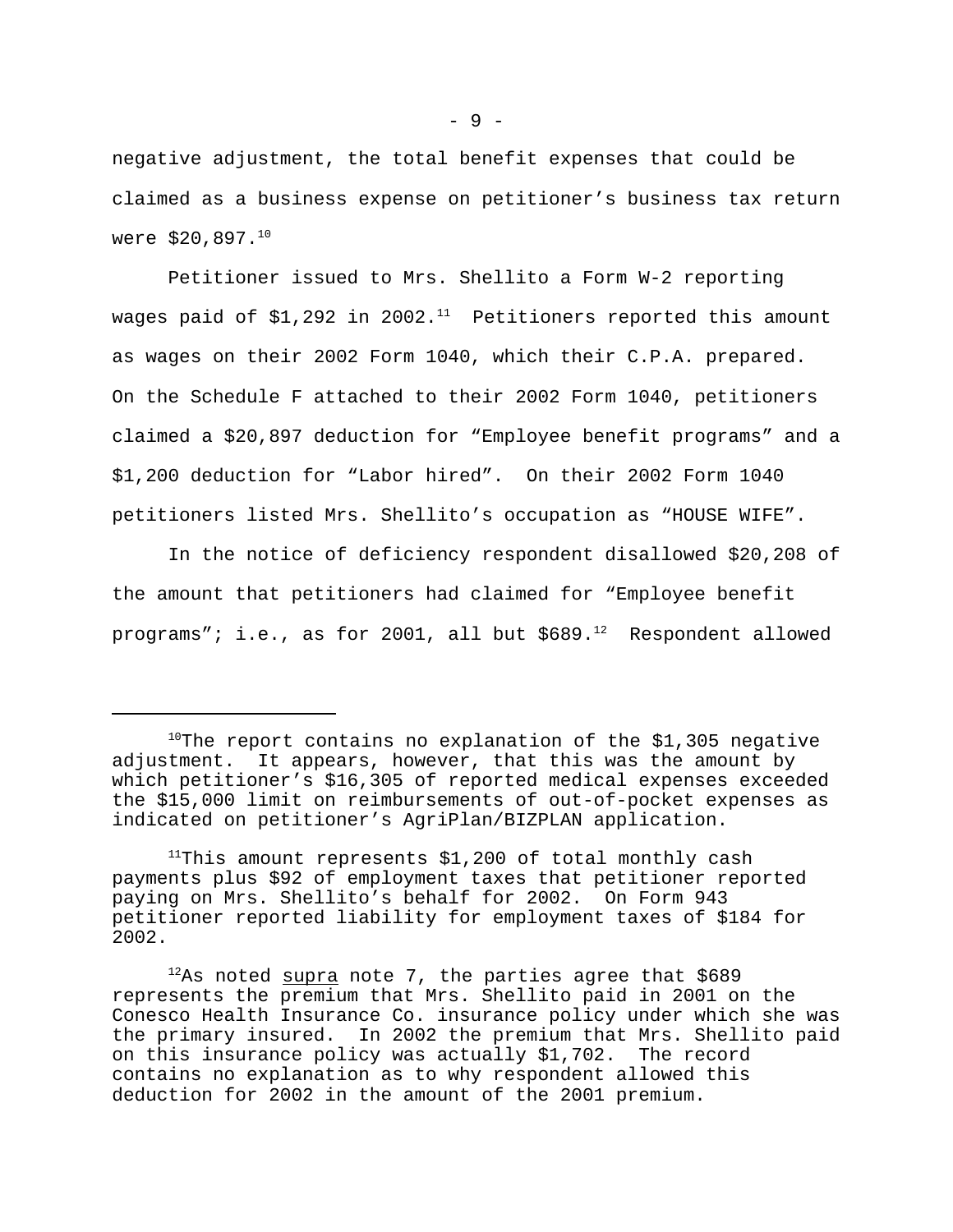negative adjustment, the total benefit expenses that could be claimed as a business expense on petitioner's business tax return were $20,897.[10]

Petitioner issued to Mrs. Shellito a Form W-2 reporting wages paid of $1,292 in 2002.[11] Petitioners reported this amount as wages on their 2002 Form 1040, which their C.P.A. prepared. On the Schedule F attached to their 2002 Form 1040, petitioners claimed a $20,897 deduction for "Employee benefit programs" and a $1,200 deduction for "Labor hired". On their 2002 Form 1040 petitioners listed Mrs. Shellito's occupation as "HOUSE WIFE".

In the notice of deficiency respondent disallowed $20,208 of the amount that petitioners had claimed for "Employee benefit programs"; i.e., as for 2001, all but $689.[12] Respondent allowed

---

[10]The report contains no explanation of the $1,305 negative adjustment. It appears, however, that this was the amount by which petitioner's $16,305 of reported medical expenses exceeded the $15,000 limit on reimbursements of out-of-pocket expenses as indicated on petitioner's AgriPlan/BIZPLAN application.

[11]This amount represents $1,200 of total monthly cash payments plus $92 of employment taxes that petitioner reported paying on Mrs. Shellito's behalf for 2002. On Form 943 petitioner reported liability for employment taxes of $184 for 2002.

[12]As noted supra note 7, the parties agree that $689 represents the premium that Mrs. Shellito paid in 2001 on the Conesco Health Insurance Co. insurance policy under which she was the primary insured. In 2002 the premium that Mrs. Shellito paid on this insurance policy was actually $1,702. The record contains no explanation as to why respondent allowed this deduction for 2002 in the amount of the 2001 premium.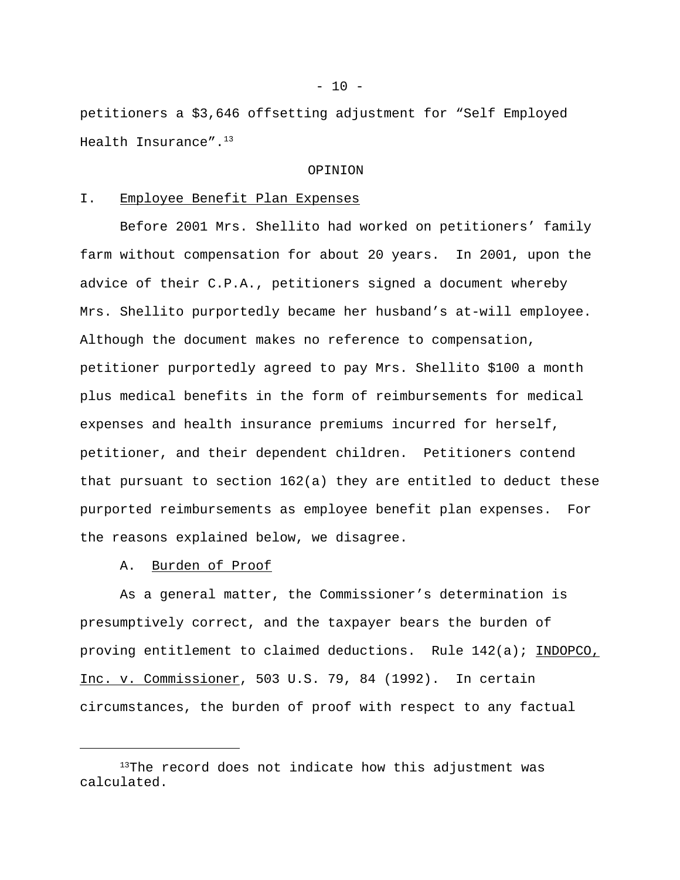petitioners a $3,646 offsetting adjustment for “Self Employed Health Insurance”.[13]

OPINION

I. Employee Benefit Plan Expenses

Before 2001 Mrs. Shellito had worked on petitioners’ family farm without compensation for about 20 years. In 2001, upon the advice of their C.P.A., petitioners signed a document whereby Mrs. Shellito purportedly became her husband’s at-will employee. Although the document makes no reference to compensation, petitioner purportedly agreed to pay Mrs. Shellito $100 a month plus medical benefits in the form of reimbursements for medical expenses and health insurance premiums incurred for herself, petitioner, and their dependent children. Petitioners contend that pursuant to section 162(a) they are entitled to deduct these purported reimbursements as employee benefit plan expenses. For the reasons explained below, we disagree.

A. Burden of Proof

As a general matter, the Commissioner’s determination is presumptively correct, and the taxpayer bears the burden of proving entitlement to claimed deductions. Rule 142(a); INDOPCO, Inc. v. Commissioner, 503 U.S. 79, 84 (1992). In certain circumstances, the burden of proof with respect to any factual

---

[13]The record does not indicate how this adjustment was calculated.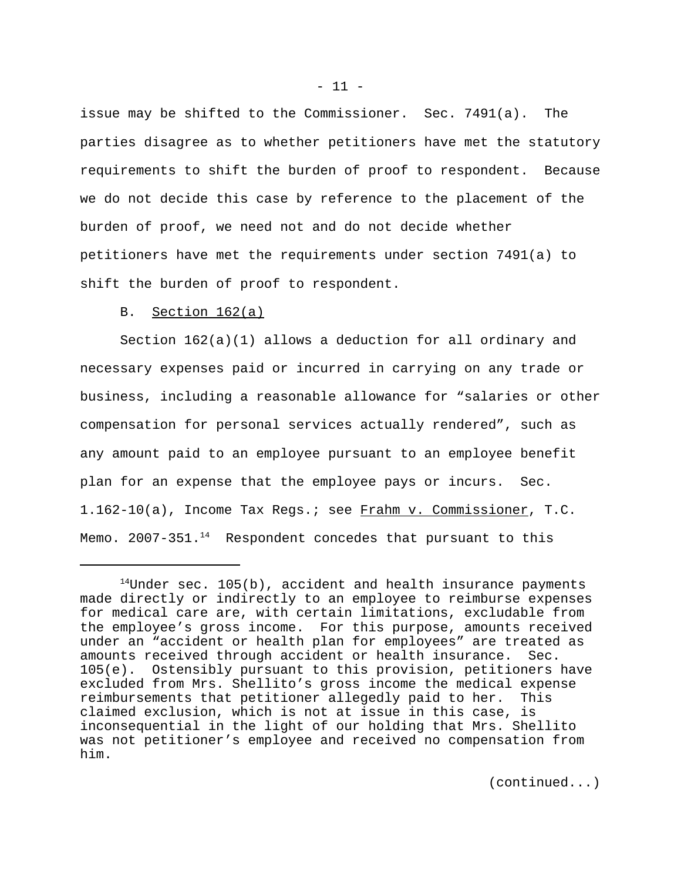issue may be shifted to the Commissioner. Sec. 7491(a). The parties disagree as to whether petitioners have met the statutory requirements to shift the burden of proof to respondent. Because we do not decide this case by reference to the placement of the burden of proof, we need not and do not decide whether petitioners have met the requirements under section 7491(a) to shift the burden of proof to respondent.

B. Section 162(a)

Section 162(a)(1) allows a deduction for all ordinary and necessary expenses paid or incurred in carrying on any trade or business, including a reasonable allowance for "salaries or other compensation for personal services actually rendered", such as any amount paid to an employee pursuant to an employee benefit plan for an expense that the employee pays or incurs. Sec. 1.162-10(a), Income Tax Regs.; see Frahm v. Commissioner, T.C. Memo. 2007-351.[14] Respondent concedes that pursuant to this

---

[14]Under sec. 105(b), accident and health insurance payments made directly or indirectly to an employee to reimburse expenses for medical care are, with certain limitations, excludable from the employee's gross income. For this purpose, amounts received under an "accident or health plan for employees" are treated as amounts received through accident or health insurance. Sec. 105(e). Ostensibly pursuant to this provision, petitioners have excluded from Mrs. Shellito's gross income the medical expense reimbursements that petitioner allegedly paid to her. This claimed exclusion, which is not at issue in this case, is inconsequential in the light of our holding that Mrs. Shellito was not petitioner's employee and received no compensation from him.

(continued...)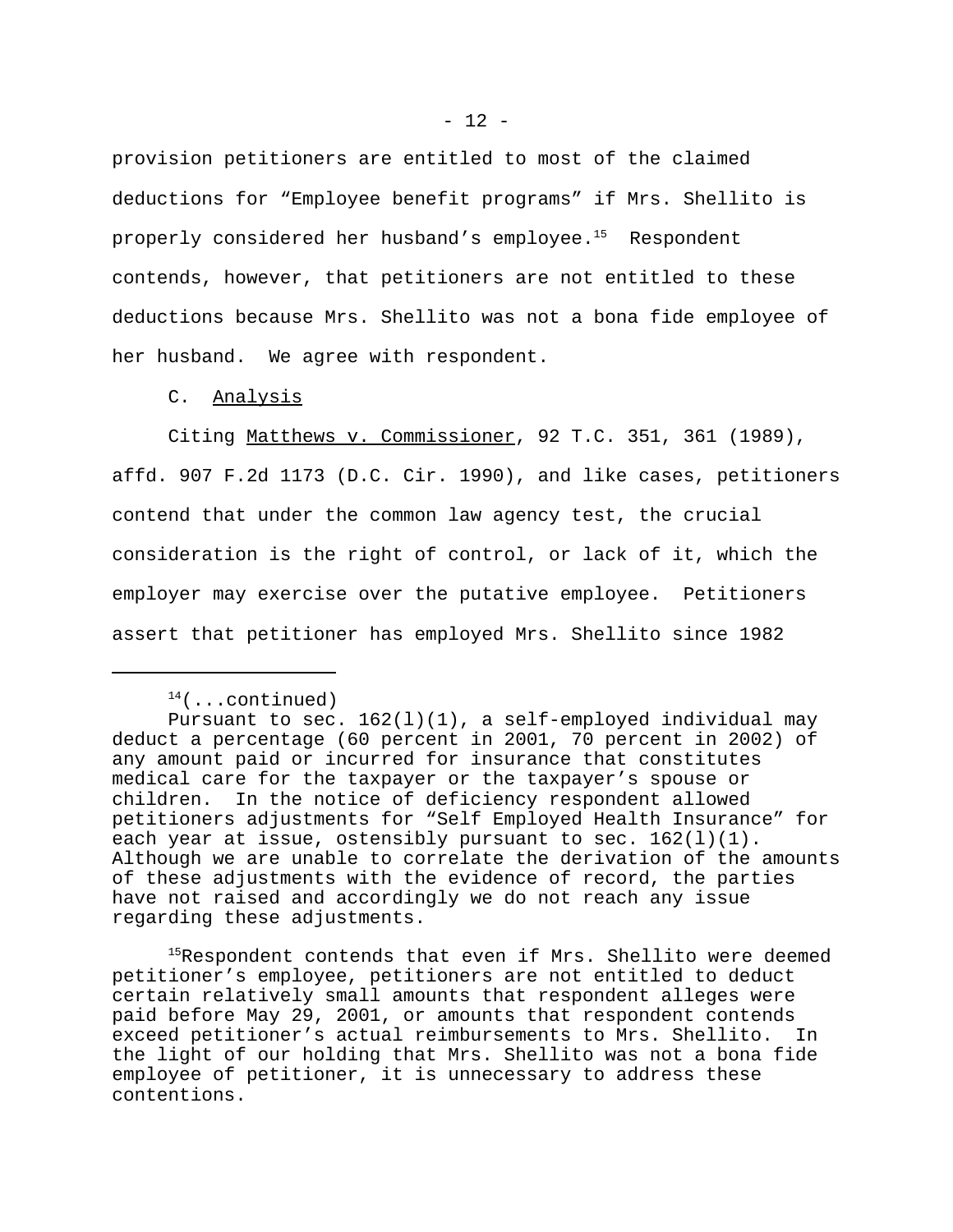provision petitioners are entitled to most of the claimed deductions for “Employee benefit programs” if Mrs. Shellito is properly considered her husband’s employee.[15] Respondent contends, however, that petitioners are not entitled to these deductions because Mrs. Shellito was not a bona fide employee of her husband. We agree with respondent.

C. Analysis

Citing Matthews v. Commissioner, 92 T.C. 351, 361 (1989), affd. 907 F.2d 1173 (D.C. Cir. 1990), and like cases, petitioners contend that under the common law agency test, the crucial consideration is the right of control, or lack of it, which the employer may exercise over the putative employee. Petitioners assert that petitioner has employed Mrs. Shellito since 1982

---

[14](...continued)
Pursuant to sec. 162(l)(1), a self-employed individual may deduct a percentage (60 percent in 2001, 70 percent in 2002) of any amount paid or incurred for insurance that constitutes medical care for the taxpayer or the taxpayer’s spouse or children. In the notice of deficiency respondent allowed petitioners adjustments for “Self Employed Health Insurance” for each year at issue, ostensibly pursuant to sec. 162(l)(1). Although we are unable to correlate the derivation of the amounts of these adjustments with the evidence of record, the parties have not raised and accordingly we do not reach any issue regarding these adjustments.

[15]Respondent contends that even if Mrs. Shellito were deemed petitioner’s employee, petitioners are not entitled to deduct certain relatively small amounts that respondent alleges were paid before May 29, 2001, or amounts that respondent contends exceed petitioner’s actual reimbursements to Mrs. Shellito. In the light of our holding that Mrs. Shellito was not a bona fide employee of petitioner, it is unnecessary to address these contentions.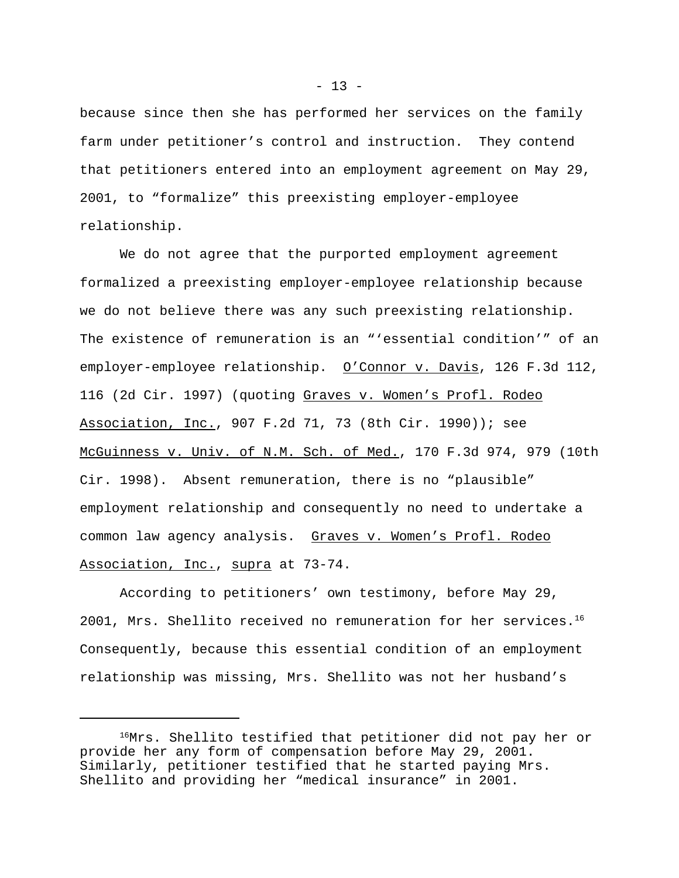because since then she has performed her services on the family farm under petitioner’s control and instruction. They contend that petitioners entered into an employment agreement on May 29, 2001, to “formalize” this preexisting employer-employee relationship.

We do not agree that the purported employment agreement formalized a preexisting employer-employee relationship because we do not believe there was any such preexisting relationship. The existence of remuneration is an “‘essential condition’” of an employer-employee relationship. O’Connor v. Davis, 126 F.3d 112, 116 (2d Cir. 1997) (quoting Graves v. Women’s Profl. Rodeo Association, Inc., 907 F.2d 71, 73 (8th Cir. 1990)); see McGuinness v. Univ. of N.M. Sch. of Med., 170 F.3d 974, 979 (10th Cir. 1998). Absent remuneration, there is no “plausible” employment relationship and consequently no need to undertake a common law agency analysis. Graves v. Women’s Profl. Rodeo Association, Inc., supra at 73-74.

According to petitioners’ own testimony, before May 29, 2001, Mrs. Shellito received no remuneration for her services.[16] Consequently, because this essential condition of an employment relationship was missing, Mrs. Shellito was not her husband’s

---

[16] Mrs. Shellito testified that petitioner did not pay her or provide her any form of compensation before May 29, 2001. Similarly, petitioner testified that he started paying Mrs. Shellito and providing her “medical insurance” in 2001.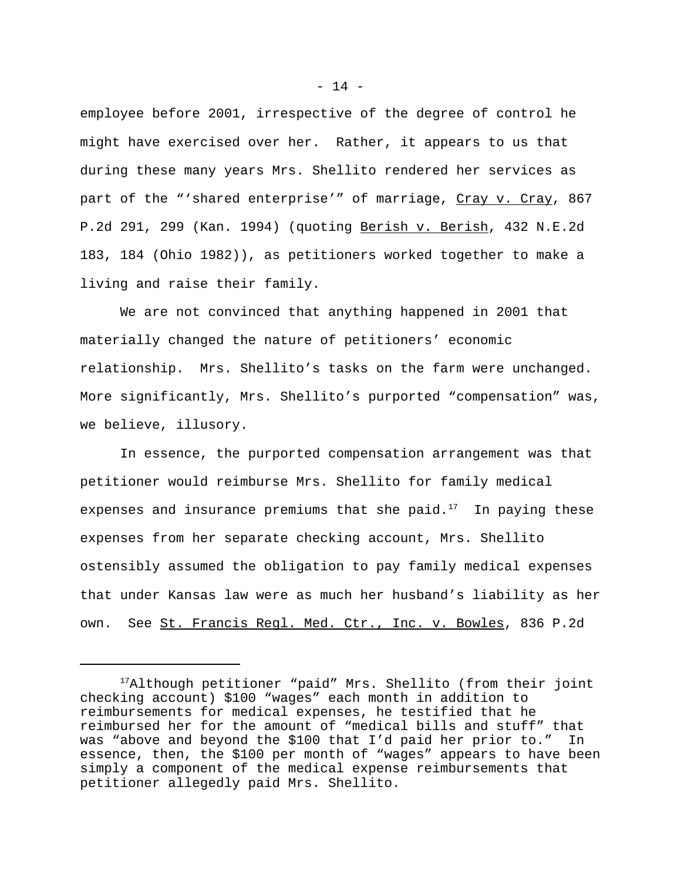employee before 2001, irrespective of the degree of control he might have exercised over her. Rather, it appears to us that during these many years Mrs. Shellito rendered her services as part of the "'shared enterprise'" of marriage, Cray v. Cray, 867 P.2d 291, 299 (Kan. 1994) (quoting Berish v. Berish, 432 N.E.2d 183, 184 (Ohio 1982)), as petitioners worked together to make a living and raise their family.

We are not convinced that anything happened in 2001 that materially changed the nature of petitioners' economic relationship. Mrs. Shellito's tasks on the farm were unchanged. More significantly, Mrs. Shellito's purported "compensation" was, we believe, illusory.

In essence, the purported compensation arrangement was that petitioner would reimburse Mrs. Shellito for family medical expenses and insurance premiums that she paid.[17] In paying these expenses from her separate checking account, Mrs. Shellito ostensibly assumed the obligation to pay family medical expenses that under Kansas law were as much her husband's liability as her own. See St. Francis Regl. Med. Ctr., Inc. v. Bowles, 836 P.2d

---

[17]Although petitioner "paid" Mrs. Shellito (from their joint checking account) $100 "wages" each month in addition to reimbursements for medical expenses, he testified that he reimbursed her for the amount of "medical bills and stuff" that was "above and beyond the $100 that I'd paid her prior to." In essence, then, the $100 per month of "wages" appears to have been simply a component of the medical expense reimbursements that petitioner allegedly paid Mrs. Shellito.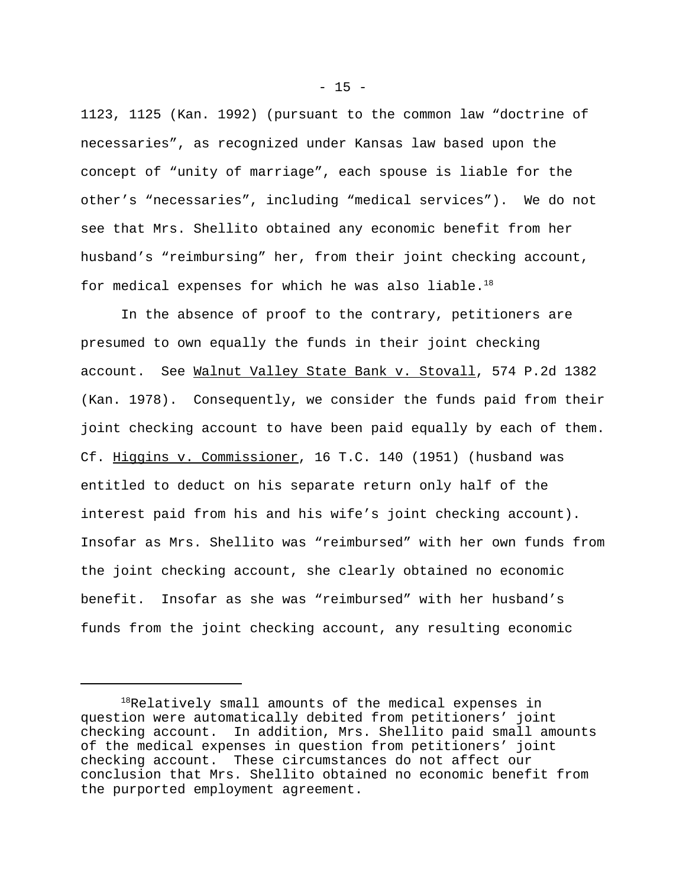1123, 1125 (Kan. 1992) (pursuant to the common law "doctrine of necessaries", as recognized under Kansas law based upon the concept of "unity of marriage", each spouse is liable for the other's "necessaries", including "medical services"). We do not see that Mrs. Shellito obtained any economic benefit from her husband's "reimbursing" her, from their joint checking account, for medical expenses for which he was also liable.[18]

In the absence of proof to the contrary, petitioners are presumed to own equally the funds in their joint checking account. See Walnut Valley State Bank v. Stovall, 574 P.2d 1382 (Kan. 1978). Consequently, we consider the funds paid from their joint checking account to have been paid equally by each of them. Cf. Higgins v. Commissioner, 16 T.C. 140 (1951) (husband was entitled to deduct on his separate return only half of the interest paid from his and his wife's joint checking account). Insofar as Mrs. Shellito was "reimbursed" with her own funds from the joint checking account, she clearly obtained no economic benefit. Insofar as she was "reimbursed" with her husband's funds from the joint checking account, any resulting economic

---

[18]Relatively small amounts of the medical expenses in question were automatically debited from petitioners' joint checking account. In addition, Mrs. Shellito paid small amounts of the medical expenses in question from petitioners' joint checking account. These circumstances do not affect our conclusion that Mrs. Shellito obtained no economic benefit from the purported employment agreement.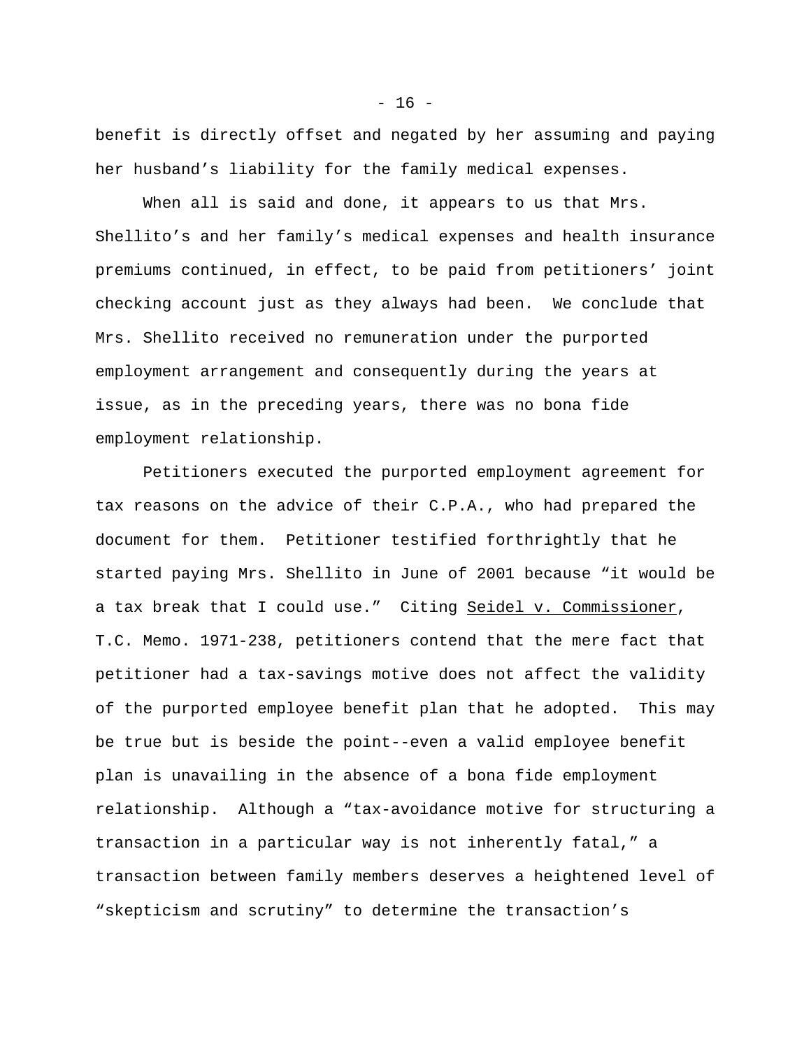benefit is directly offset and negated by her assuming and paying her husband's liability for the family medical expenses.

When all is said and done, it appears to us that Mrs. Shellito's and her family's medical expenses and health insurance premiums continued, in effect, to be paid from petitioners' joint checking account just as they always had been. We conclude that Mrs. Shellito received no remuneration under the purported employment arrangement and consequently during the years at issue, as in the preceding years, there was no bona fide employment relationship.

Petitioners executed the purported employment agreement for tax reasons on the advice of their C.P.A., who had prepared the document for them. Petitioner testified forthrightly that he started paying Mrs. Shellito in June of 2001 because "it would be a tax break that I could use." Citing Seidel v. Commissioner, T.C. Memo. 1971-238, petitioners contend that the mere fact that petitioner had a tax-savings motive does not affect the validity of the purported employee benefit plan that he adopted. This may be true but is beside the point--even a valid employee benefit plan is unavailing in the absence of a bona fide employment relationship. Although a "tax-avoidance motive for structuring a transaction in a particular way is not inherently fatal," a transaction between family members deserves a heightened level of "skepticism and scrutiny" to determine the transaction's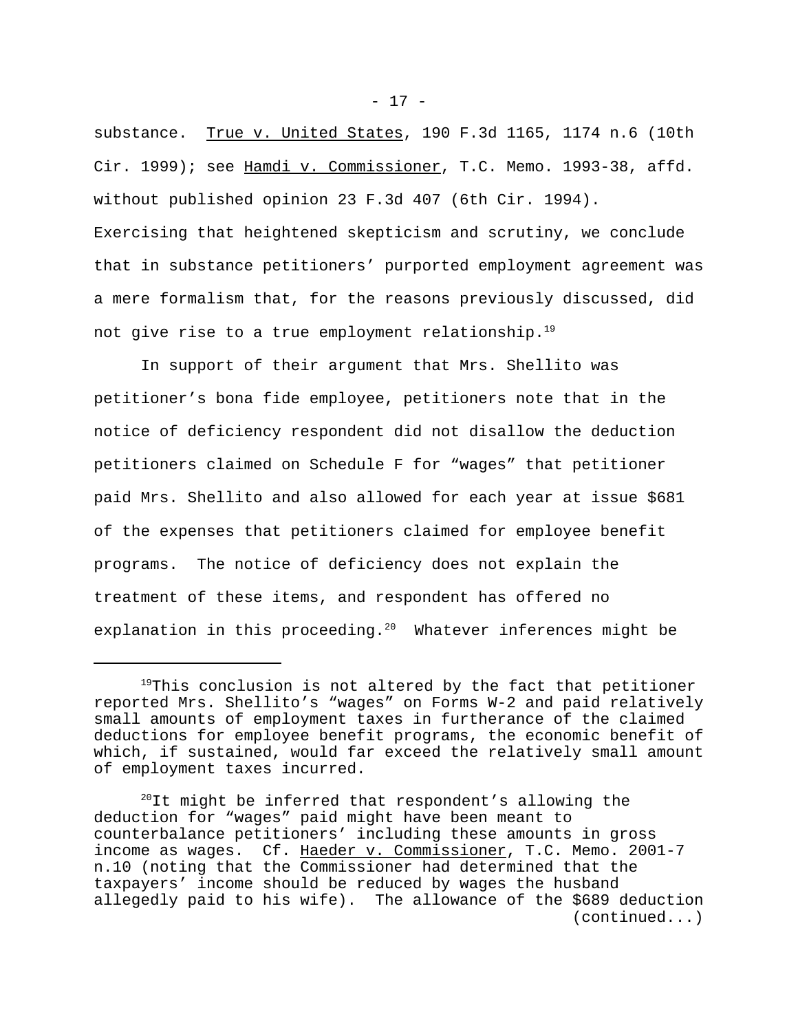substance. True v. United States, 190 F.3d 1165, 1174 n.6 (10th Cir. 1999); see Hamdi v. Commissioner, T.C. Memo. 1993-38, affd. without published opinion 23 F.3d 407 (6th Cir. 1994). Exercising that heightened skepticism and scrutiny, we conclude that in substance petitioners' purported employment agreement was a mere formalism that, for the reasons previously discussed, did not give rise to a true employment relationship.[19]

In support of their argument that Mrs. Shellito was petitioner's bona fide employee, petitioners note that in the notice of deficiency respondent did not disallow the deduction petitioners claimed on Schedule F for "wages" that petitioner paid Mrs. Shellito and also allowed for each year at issue $681 of the expenses that petitioners claimed for employee benefit programs. The notice of deficiency does not explain the treatment of these items, and respondent has offered no explanation in this proceeding.[20] Whatever inferences might be

---

[19]This conclusion is not altered by the fact that petitioner reported Mrs. Shellito's "wages" on Forms W-2 and paid relatively small amounts of employment taxes in furtherance of the claimed deductions for employee benefit programs, the economic benefit of which, if sustained, would far exceed the relatively small amount of employment taxes incurred.

[20]It might be inferred that respondent's allowing the deduction for "wages" paid might have been meant to counterbalance petitioners' including these amounts in gross income as wages. Cf. Haeder v. Commissioner, T.C. Memo. 2001-7 n.10 (noting that the Commissioner had determined that the taxpayers' income should be reduced by wages the husband allegedly paid to his wife). The allowance of the $689 deduction (continued...)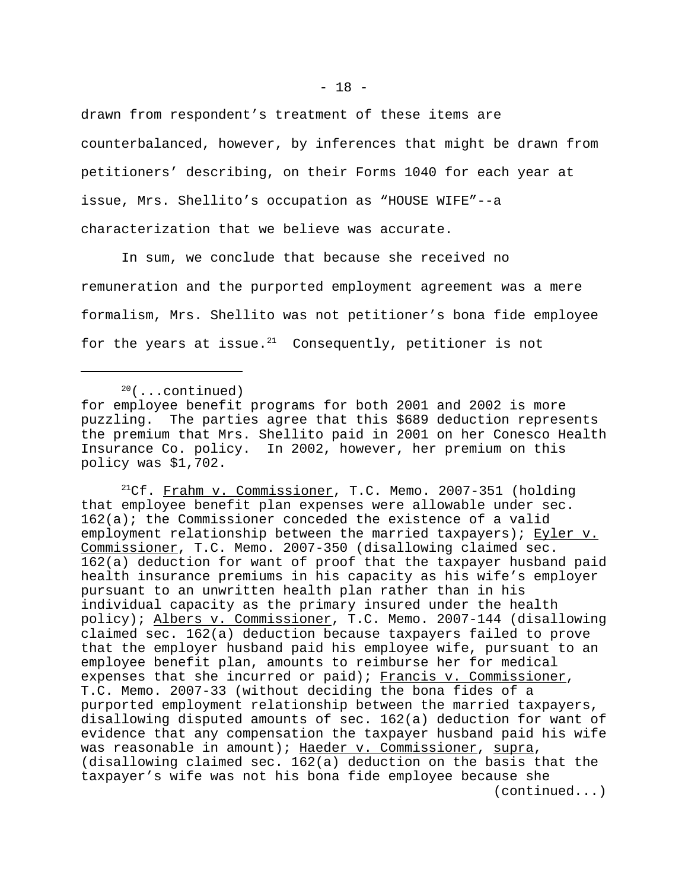drawn from respondent’s treatment of these items are counterbalanced, however, by inferences that might be drawn from petitioners’ describing, on their Forms 1040 for each year at issue, Mrs. Shellito’s occupation as “HOUSE WIFE”--a characterization that we believe was accurate.

In sum, we conclude that because she received no remuneration and the purported employment agreement was a mere formalism, Mrs. Shellito was not petitioner’s bona fide employee for the years at issue.[21] Consequently, petitioner is not

---

[20](...continued)
for employee benefit programs for both 2001 and 2002 is more puzzling. The parties agree that this $689 deduction represents the premium that Mrs. Shellito paid in 2001 on her Conesco Health Insurance Co. policy. In 2002, however, her premium on this policy was $1,702.

[21]Cf. Frahm v. Commissioner, T.C. Memo. 2007-351 (holding that employee benefit plan expenses were allowable under sec. 162(a); the Commissioner conceded the existence of a valid employment relationship between the married taxpayers); Eyler v. Commissioner, T.C. Memo. 2007-350 (disallowing claimed sec. 162(a) deduction for want of proof that the taxpayer husband paid health insurance premiums in his capacity as his wife’s employer pursuant to an unwritten health plan rather than in his individual capacity as the primary insured under the health policy); Albers v. Commissioner, T.C. Memo. 2007-144 (disallowing claimed sec. 162(a) deduction because taxpayers failed to prove that the employer husband paid his employee wife, pursuant to an employee benefit plan, amounts to reimburse her for medical expenses that she incurred or paid); Francis v. Commissioner, T.C. Memo. 2007-33 (without deciding the bona fides of a purported employment relationship between the married taxpayers, disallowing disputed amounts of sec. 162(a) deduction for want of evidence that any compensation the taxpayer husband paid his wife was reasonable in amount); Haeder v. Commissioner, supra, (disallowing claimed sec. 162(a) deduction on the basis that the taxpayer’s wife was not his bona fide employee because she
(continued...)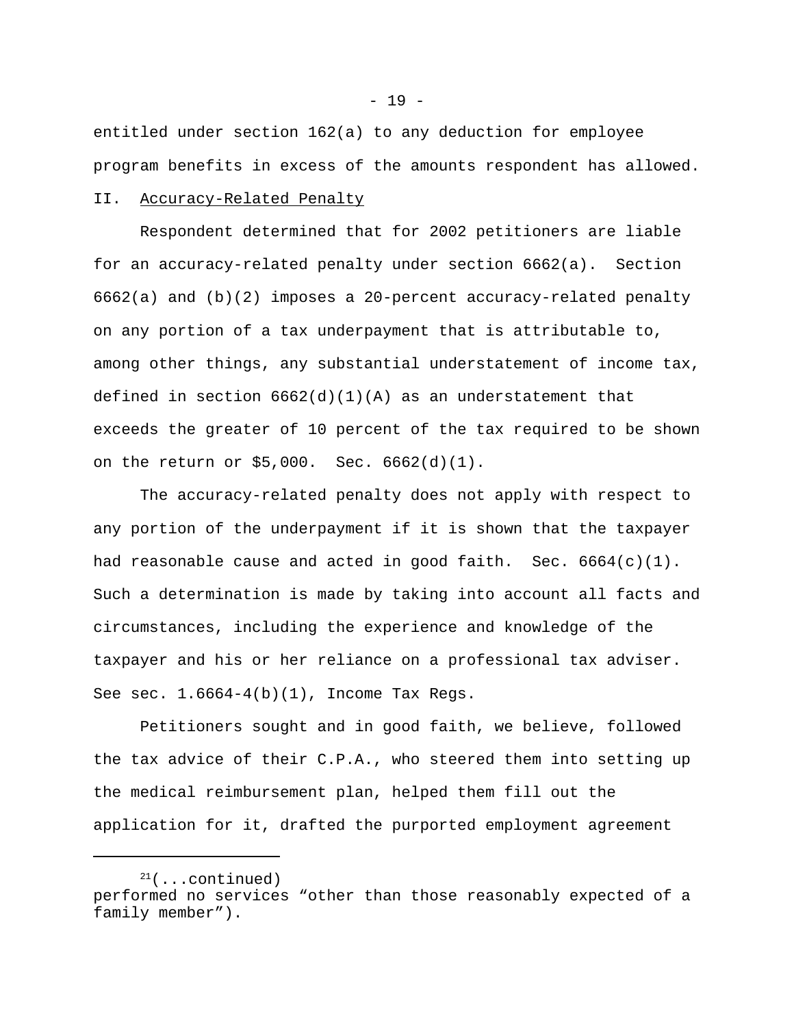entitled under section 162(a) to any deduction for employee program benefits in excess of the amounts respondent has allowed.

## II. Accuracy-Related Penalty

Respondent determined that for 2002 petitioners are liable for an accuracy-related penalty under section 6662(a). Section 6662(a) and (b)(2) imposes a 20-percent accuracy-related penalty on any portion of a tax underpayment that is attributable to, among other things, any substantial understatement of income tax, defined in section 6662(d)(1)(A) as an understatement that exceeds the greater of 10 percent of the tax required to be shown on the return or $5,000. Sec. 6662(d)(1).

The accuracy-related penalty does not apply with respect to any portion of the underpayment if it is shown that the taxpayer had reasonable cause and acted in good faith. Sec. 6664(c)(1). Such a determination is made by taking into account all facts and circumstances, including the experience and knowledge of the taxpayer and his or her reliance on a professional tax adviser. See sec. 1.6664-4(b)(1), Income Tax Regs.

Petitioners sought and in good faith, we believe, followed the tax advice of their C.P.A., who steered them into setting up the medical reimbursement plan, helped them fill out the application for it, drafted the purported employment agreement

---

[21](...continued) performed no services "other than those reasonably expected of a family member").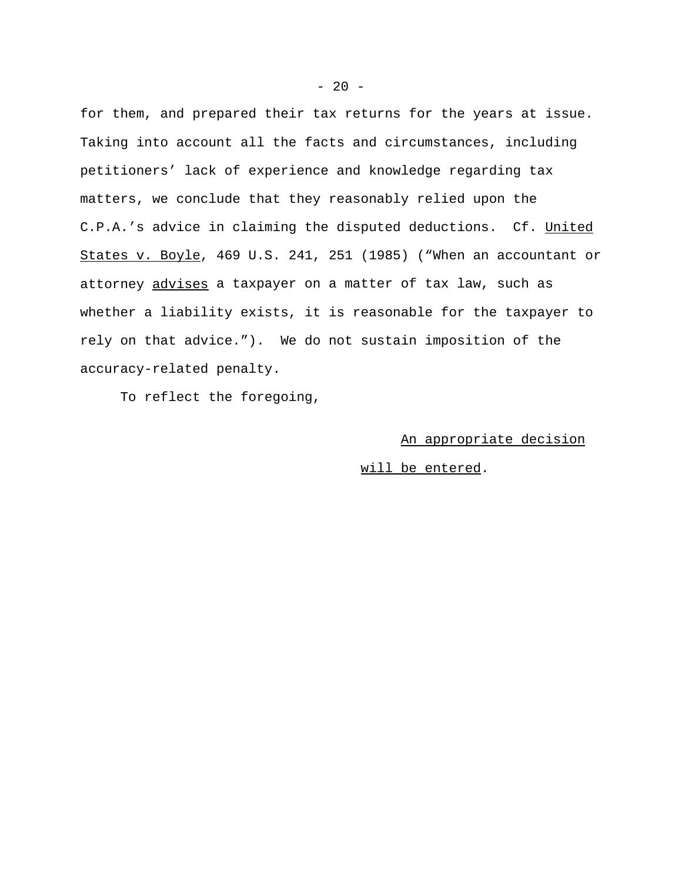for them, and prepared their tax returns for the years at issue. Taking into account all the facts and circumstances, including petitioners' lack of experience and knowledge regarding tax matters, we conclude that they reasonably relied upon the C.P.A.'s advice in claiming the disputed deductions. Cf. United States v. Boyle, 469 U.S. 241, 251 (1985) ("When an accountant or attorney advises a taxpayer on a matter of tax law, such as whether a liability exists, it is reasonable for the taxpayer to rely on that advice."). We do not sustain imposition of the accuracy-related penalty.

To reflect the foregoing,

An appropriate decision will be entered.